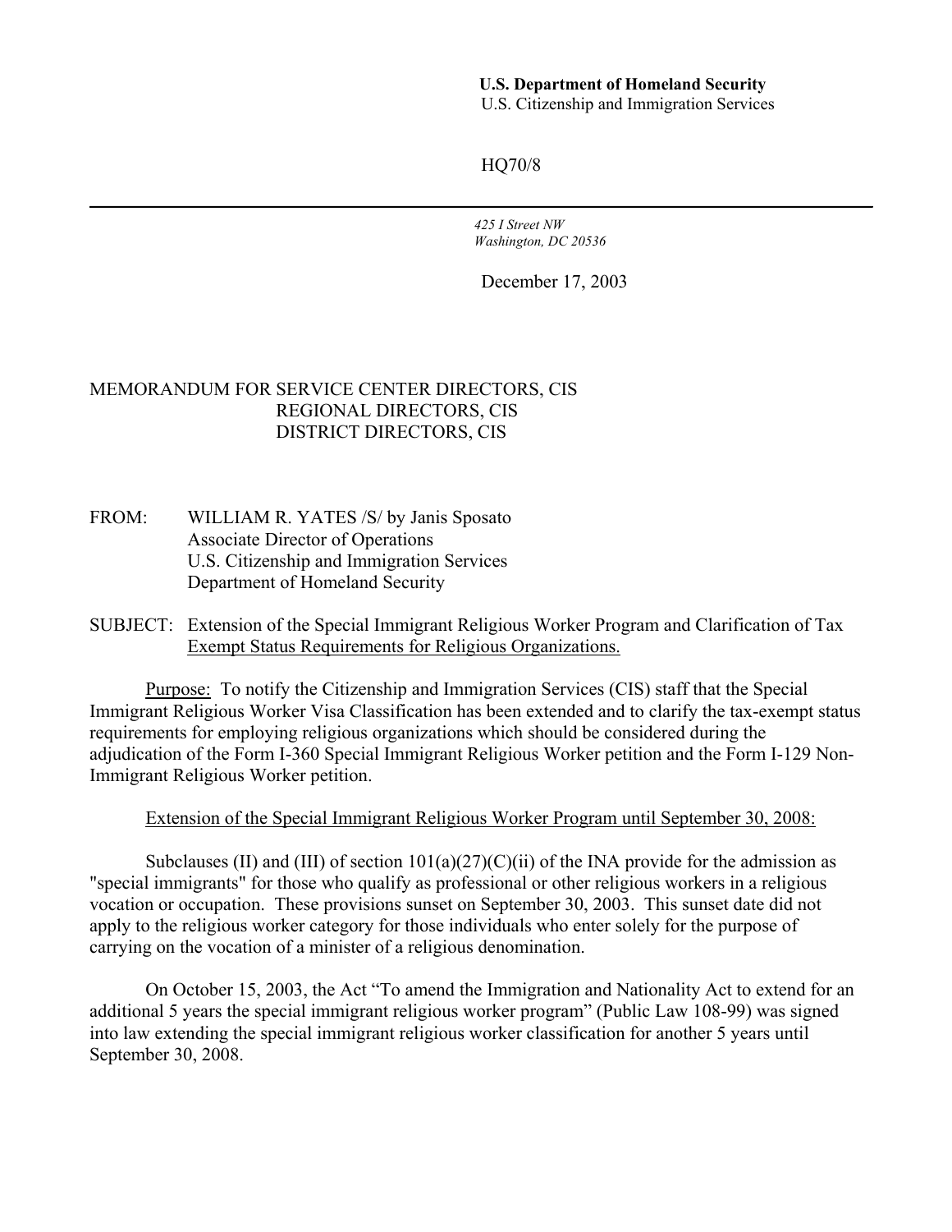**U.S. Department of Homeland Security**
U.S. Citizenship and Immigration Services

HQ70/8

*425 I Street NW*
*Washington, DC 20536*

December 17, 2003

MEMORANDUM FOR SERVICE CENTER DIRECTORS, CIS
REGIONAL DIRECTORS, CIS
DISTRICT DIRECTORS, CIS

FROM: WILLIAM R. YATES /S/ by Janis Sposato
Associate Director of Operations
U.S. Citizenship and Immigration Services
Department of Homeland Security

SUBJECT: Extension of the Special Immigrant Religious Worker Program and Clarification of Tax Exempt Status Requirements for Religious Organizations.

Purpose: To notify the Citizenship and Immigration Services (CIS) staff that the Special Immigrant Religious Worker Visa Classification has been extended and to clarify the tax-exempt status requirements for employing religious organizations which should be considered during the adjudication of the Form I-360 Special Immigrant Religious Worker petition and the Form I-129 Non-Immigrant Religious Worker petition.

Extension of the Special Immigrant Religious Worker Program until September 30, 2008:

Subclauses (II) and (III) of section 101(a)(27)(C)(ii) of the INA provide for the admission as "special immigrants" for those who qualify as professional or other religious workers in a religious vocation or occupation. These provisions sunset on September 30, 2003. This sunset date did not apply to the religious worker category for those individuals who enter solely for the purpose of carrying on the vocation of a minister of a religious denomination.

On October 15, 2003, the Act "To amend the Immigration and Nationality Act to extend for an additional 5 years the special immigrant religious worker program" (Public Law 108-99) was signed into law extending the special immigrant religious worker classification for another 5 years until September 30, 2008.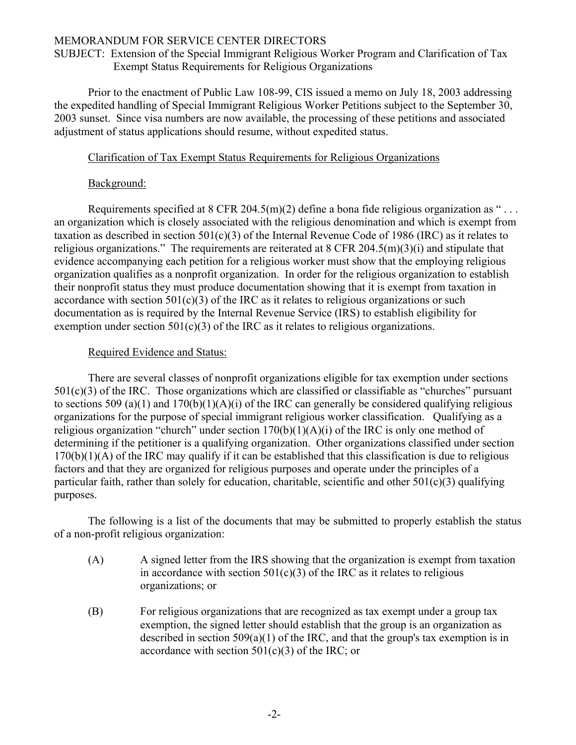MEMORANDUM FOR SERVICE CENTER DIRECTORS
SUBJECT: Extension of the Special Immigrant Religious Worker Program and Clarification of Tax Exempt Status Requirements for Religious Organizations

Prior to the enactment of Public Law 108-99, CIS issued a memo on July 18, 2003 addressing the expedited handling of Special Immigrant Religious Worker Petitions subject to the September 30, 2003 sunset. Since visa numbers are now available, the processing of these petitions and associated adjustment of status applications should resume, without expedited status.

Clarification of Tax Exempt Status Requirements for Religious Organizations

Background:

Requirements specified at 8 CFR 204.5(m)(2) define a bona fide religious organization as " . . . an organization which is closely associated with the religious denomination and which is exempt from taxation as described in section 501(c)(3) of the Internal Revenue Code of 1986 (IRC) as it relates to religious organizations." The requirements are reiterated at 8 CFR 204.5(m)(3)(i) and stipulate that evidence accompanying each petition for a religious worker must show that the employing religious organization qualifies as a nonprofit organization. In order for the religious organization to establish their nonprofit status they must produce documentation showing that it is exempt from taxation in accordance with section 501(c)(3) of the IRC as it relates to religious organizations or such documentation as is required by the Internal Revenue Service (IRS) to establish eligibility for exemption under section 501(c)(3) of the IRC as it relates to religious organizations.

Required Evidence and Status:

There are several classes of nonprofit organizations eligible for tax exemption under sections 501(c)(3) of the IRC. Those organizations which are classified or classifiable as "churches" pursuant to sections 509 (a)(1) and 170(b)(1)(A)(i) of the IRC can generally be considered qualifying religious organizations for the purpose of special immigrant religious worker classification. Qualifying as a religious organization "church" under section 170(b)(1)(A)(i) of the IRC is only one method of determining if the petitioner is a qualifying organization. Other organizations classified under section 170(b)(1)(A) of the IRC may qualify if it can be established that this classification is due to religious factors and that they are organized for religious purposes and operate under the principles of a particular faith, rather than solely for education, charitable, scientific and other 501(c)(3) qualifying purposes.

The following is a list of the documents that may be submitted to properly establish the status of a non-profit religious organization:

(A) A signed letter from the IRS showing that the organization is exempt from taxation in accordance with section 501(c)(3) of the IRC as it relates to religious organizations; or

(B) For religious organizations that are recognized as tax exempt under a group tax exemption, the signed letter should establish that the group is an organization as described in section 509(a)(1) of the IRC, and that the group's tax exemption is in accordance with section 501(c)(3) of the IRC; or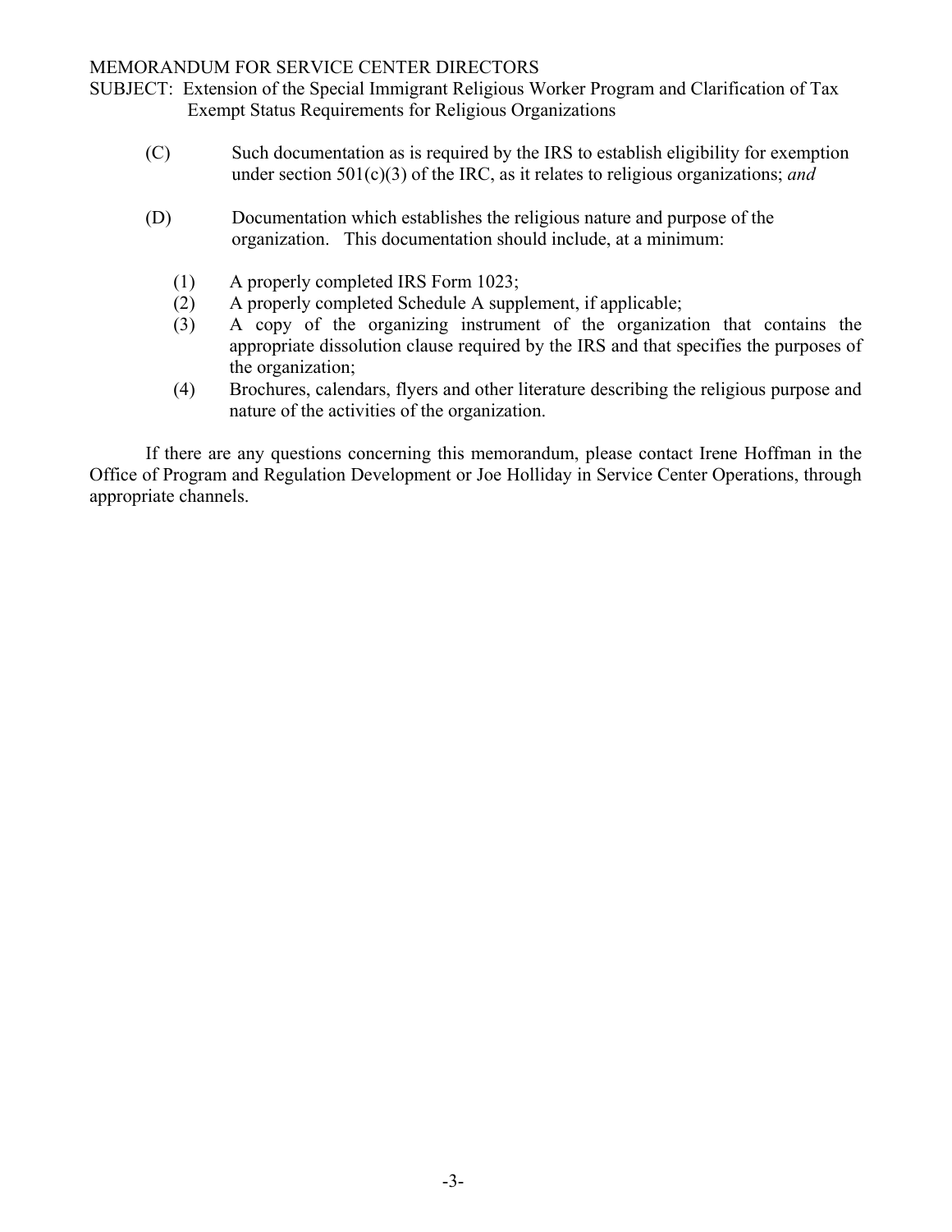MEMORANDUM FOR SERVICE CENTER DIRECTORS
SUBJECT: Extension of the Special Immigrant Religious Worker Program and Clarification of Tax Exempt Status Requirements for Religious Organizations

(C) Such documentation as is required by the IRS to establish eligibility for exemption under section 501(c)(3) of the IRC, as it relates to religious organizations; *and*

(D) Documentation which establishes the religious nature and purpose of the organization. This documentation should include, at a minimum:

(1) A properly completed IRS Form 1023;
(2) A properly completed Schedule A supplement, if applicable;
(3) A copy of the organizing instrument of the organization that contains the appropriate dissolution clause required by the IRS and that specifies the purposes of the organization;
(4) Brochures, calendars, flyers and other literature describing the religious purpose and nature of the activities of the organization.

If there are any questions concerning this memorandum, please contact Irene Hoffman in the Office of Program and Regulation Development or Joe Holliday in Service Center Operations, through appropriate channels.